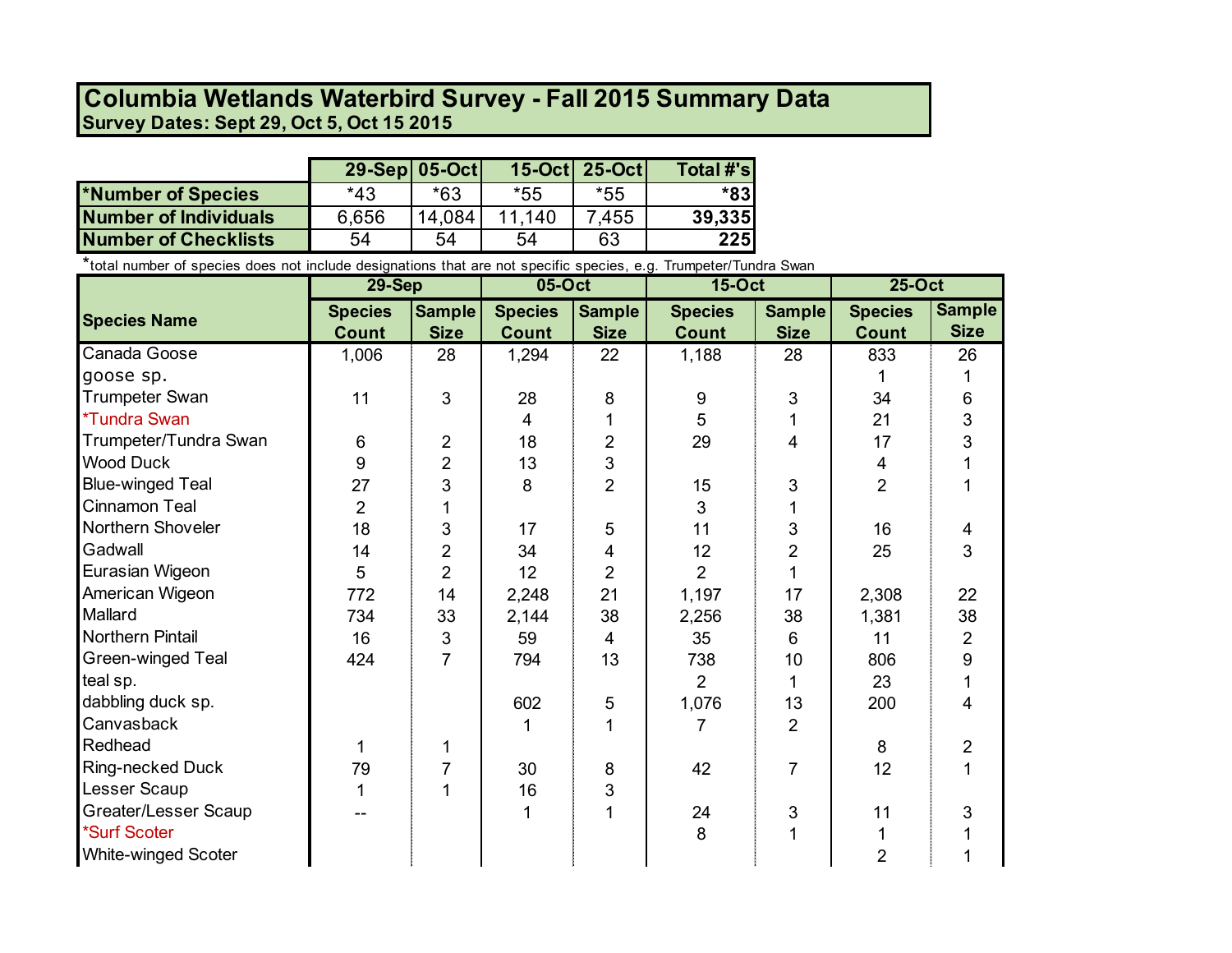# Columbia Wetlands Waterbird Survey - Fall 2015 Summary Data

**Survey Dates: Sept 29, Oct 5, Oct 15 2015**

| | 29-Sep | 05-Oct | 15-Oct | 25-Oct | Total #'s |
|---|---|---|---|---|---|
| **\*Number of Species** | *43 | *63 | *55 | *55 | ***83** |
| **Number of Individuals** | 6,656 | 14,084 | 11,140 | 7,455 | **39,335** |
| **Number of Checklists** | 54 | 54 | 54 | 63 | **225** |

*total number of species does not include designations that are not specific species, e.g. Trumpeter/Tundra Swan

| Species Name | 29-Sep | | 05-Oct | | 15-Oct | | 25-Oct | |
|---|---|---|---|---|---|---|---|---|
| | Species Count | Sample Size | Species Count | Sample Size | Species Count | Sample Size | Species Count | Sample Size |
| Canada Goose | 1,006 | 28 | 1,294 | 22 | 1,188 | 28 | 833 | 26 |
| goose sp. | | | | | | | 1 | 1 |
| Trumpeter Swan | 11 | 3 | 28 | 8 | 9 | 3 | 34 | 6 |
| *Tundra Swan | | | 4 | 1 | 5 | 1 | 21 | 3 |
| Trumpeter/Tundra Swan | 6 | 2 | 18 | 2 | 29 | 4 | 17 | 3 |
| Wood Duck | 9 | 2 | 13 | 3 | | | 4 | 1 |
| Blue-winged Teal | 27 | 3 | 8 | 2 | 15 | 3 | 2 | 1 |
| Cinnamon Teal | 2 | 1 | | | 3 | 1 | | |
| Northern Shoveler | 18 | 3 | 17 | 5 | 11 | 3 | 16 | 4 |
| Gadwall | 14 | 2 | 34 | 4 | 12 | 2 | 25 | 3 |
| Eurasian Wigeon | 5 | 2 | 12 | 2 | 2 | 1 | | |
| American Wigeon | 772 | 14 | 2,248 | 21 | 1,197 | 17 | 2,308 | 22 |
| Mallard | 734 | 33 | 2,144 | 38 | 2,256 | 38 | 1,381 | 38 |
| Northern Pintail | 16 | 3 | 59 | 4 | 35 | 6 | 11 | 2 |
| Green-winged Teal | 424 | 7 | 794 | 13 | 738 | 10 | 806 | 9 |
| teal sp. | | | | | 2 | 1 | 23 | 1 |
| dabbling duck sp. | | | 602 | 5 | 1,076 | 13 | 200 | 4 |
| Canvasback | | | 1 | 1 | 7 | 2 | | |
| Redhead | 1 | 1 | | | | | 8 | 2 |
| Ring-necked Duck | 79 | 7 | 30 | 8 | 42 | 7 | 12 | 1 |
| Lesser Scaup | 1 | 1 | 16 | 3 | | | | |
| Greater/Lesser Scaup | -- | | 1 | 1 | 24 | 3 | 11 | 3 |
| *Surf Scoter | | | | | 8 | 1 | 1 | 1 |
| White-winged Scoter | | | | | | | 2 | 1 |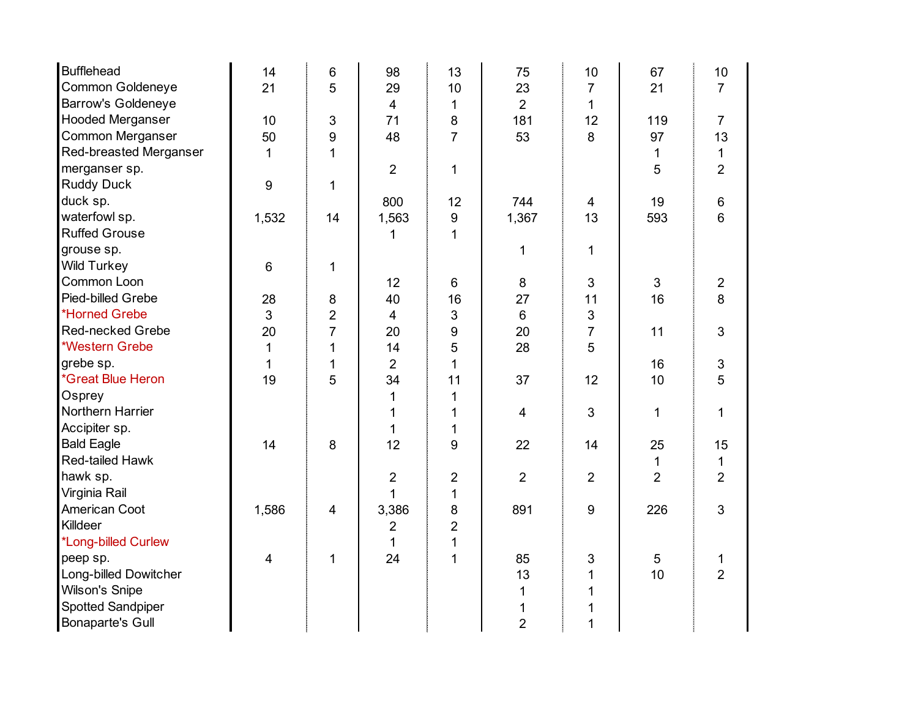| | | | | | | | | |
|---|---|---|---|---|---|---|---|---|
| Bufflehead | 14 | 6 | 98 | 13 | 75 | 10 | 67 | 10 |
| Common Goldeneye | 21 | 5 | 29 | 10 | 23 | 7 | 21 | 7 |
| Barrow's Goldeneye | | | 4 | 1 | 2 | 1 | | |
| Hooded Merganser | 10 | 3 | 71 | 8 | 181 | 12 | 119 | 7 |
| Common Merganser | 50 | 9 | 48 | 7 | 53 | 8 | 97 | 13 |
| Red-breasted Merganser | 1 | 1 | | | | | 1 | 1 |
| merganser sp. | | | 2 | 1 | | | 5 | 2 |
| Ruddy Duck | 9 | 1 | | | | | | |
| duck sp. | | | 800 | 12 | 744 | 4 | 19 | 6 |
| waterfowl sp. | 1,532 | 14 | 1,563 | 9 | 1,367 | 13 | 593 | 6 |
| Ruffed Grouse | | | 1 | 1 | | | | |
| grouse sp. | | | | | 1 | 1 | | |
| Wild Turkey | 6 | 1 | | | | | | |
| Common Loon | | | 12 | 6 | 8 | 3 | 3 | 2 |
| Pied-billed Grebe | 28 | 8 | 40 | 16 | 27 | 11 | 16 | 8 |
| *Horned Grebe | 3 | 2 | 4 | 3 | 6 | 3 | | |
| Red-necked Grebe | 20 | 7 | 20 | 9 | 20 | 7 | 11 | 3 |
| *Western Grebe | 1 | 1 | 14 | 5 | 28 | 5 | | |
| grebe sp. | 1 | 1 | 2 | 1 | | | 16 | 3 |
| *Great Blue Heron | 19 | 5 | 34 | 11 | 37 | 12 | 10 | 5 |
| Osprey | | | 1 | 1 | | | | |
| Northern Harrier | | | 1 | 1 | 4 | 3 | 1 | 1 |
| Accipiter sp. | | | 1 | 1 | | | | |
| Bald Eagle | 14 | 8 | 12 | 9 | 22 | 14 | 25 | 15 |
| Red-tailed Hawk | | | | | | | 1 | 1 |
| hawk sp. | | | 2 | 2 | 2 | 2 | 2 | 2 |
| Virginia Rail | | | 1 | 1 | | | | |
| American Coot | 1,586 | 4 | 3,386 | 8 | 891 | 9 | 226 | 3 |
| Killdeer | | | 2 | 2 | | | | |
| *Long-billed Curlew | | | 1 | 1 | | | | |
| peep sp. | 4 | 1 | 24 | 1 | 85 | 3 | 5 | 1 |
| Long-billed Dowitcher | | | | | 13 | 1 | 10 | 2 |
| Wilson's Snipe | | | | | 1 | 1 | | |
| Spotted Sandpiper | | | | | 1 | 1 | | |
| Bonaparte's Gull | | | | | 2 | 1 | | |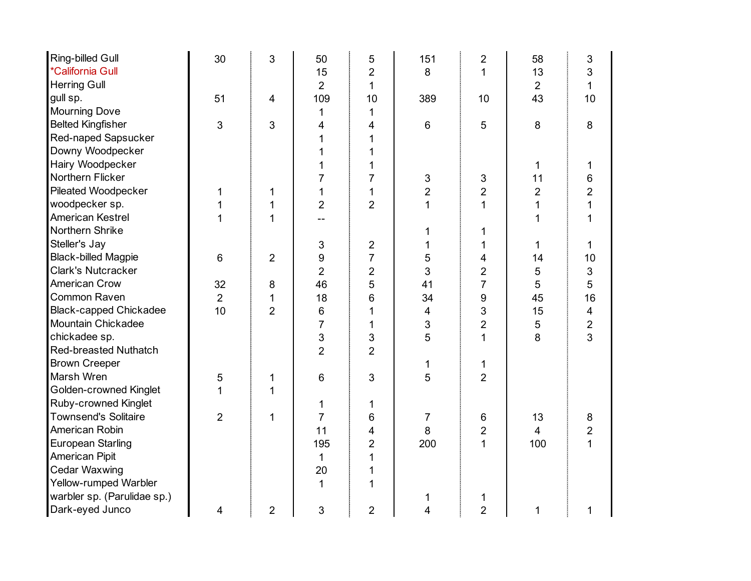| | | | | | | | | |
|---|---|---|---|---|---|---|---|---|
| Ring-billed Gull | 30 | 3 | 50 | 5 | 151 | 2 | 58 | 3 |
| *California Gull | | | 15 | 2 | 8 | 1 | 13 | 3 |
| Herring Gull | | | 2 | 1 | | | 2 | 1 |
| gull sp. | 51 | 4 | 109 | 10 | 389 | 10 | 43 | 10 |
| Mourning Dove | | | 1 | 1 | | | | |
| Belted Kingfisher | 3 | 3 | 4 | 4 | 6 | 5 | 8 | 8 |
| Red-naped Sapsucker | | | 1 | 1 | | | | |
| Downy Woodpecker | | | 1 | 1 | | | | |
| Hairy Woodpecker | | | 1 | 1 | | | 1 | 1 |
| Northern Flicker | | | 7 | 7 | 3 | 3 | 11 | 6 |
| Pileated Woodpecker | 1 | 1 | 1 | 1 | 2 | 2 | 2 | 2 |
| woodpecker sp. | 1 | 1 | 2 | 2 | 1 | 1 | 1 | 1 |
| American Kestrel | 1 | 1 | -- | | | | 1 | 1 |
| Northern Shrike | | | | | 1 | 1 | | |
| Steller's Jay | | | 3 | 2 | 1 | 1 | 1 | 1 |
| Black-billed Magpie | 6 | 2 | 9 | 7 | 5 | 4 | 14 | 10 |
| Clark's Nutcracker | | | 2 | 2 | 3 | 2 | 5 | 3 |
| American Crow | 32 | 8 | 46 | 5 | 41 | 7 | 5 | 5 |
| Common Raven | 2 | 1 | 18 | 6 | 34 | 9 | 45 | 16 |
| Black-capped Chickadee | 10 | 2 | 6 | 1 | 4 | 3 | 15 | 4 |
| Mountain Chickadee | | | 7 | 1 | 3 | 2 | 5 | 2 |
| chickadee sp. | | | 3 | 3 | 5 | 1 | 8 | 3 |
| Red-breasted Nuthatch | | | 2 | 2 | | | | |
| Brown Creeper | | | | | 1 | 1 | | |
| Marsh Wren | 5 | 1 | 6 | 3 | 5 | 2 | | |
| Golden-crowned Kinglet | 1 | 1 | | | | | | |
| Ruby-crowned Kinglet | | | 1 | 1 | | | | |
| Townsend's Solitaire | 2 | 1 | 7 | 6 | 7 | 6 | 13 | 8 |
| American Robin | | | 11 | 4 | 8 | 2 | 4 | 2 |
| European Starling | | | 195 | 2 | 200 | 1 | 100 | 1 |
| American Pipit | | | 1 | 1 | | | | |
| Cedar Waxwing | | | 20 | 1 | | | | |
| Yellow-rumped Warbler | | | 1 | 1 | | | | |
| warbler sp. (Parulidae sp.) | | | | | 1 | 1 | | |
| Dark-eyed Junco | 4 | 2 | 3 | 2 | 4 | 2 | 1 | 1 |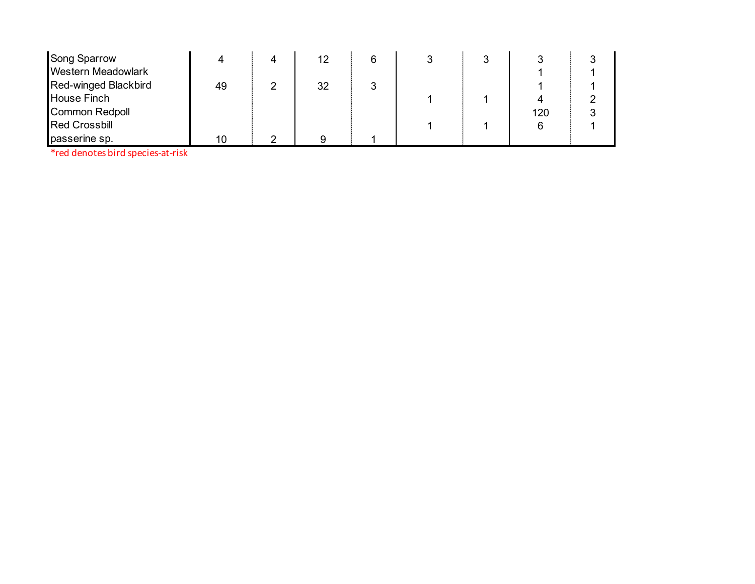| | | | | | | | | |
|---|---|---|---|---|---|---|---|---|
| Song Sparrow | 4 | 4 | 12 | 6 | 3 | 3 | 3 | 3 |
| Western Meadowlark | | | | | | | 1 | 1 |
| Red-winged Blackbird | 49 | 2 | 32 | 3 | | | 1 | 1 |
| House Finch | | | | | 1 | 1 | 4 | 2 |
| Common Redpoll | | | | | | | 120 | 3 |
| Red Crossbill | | | | | 1 | 1 | 6 | 1 |
| passerine sp. | 10 | 2 | 9 | 1 | | | | |

*red denotes bird species-at-risk